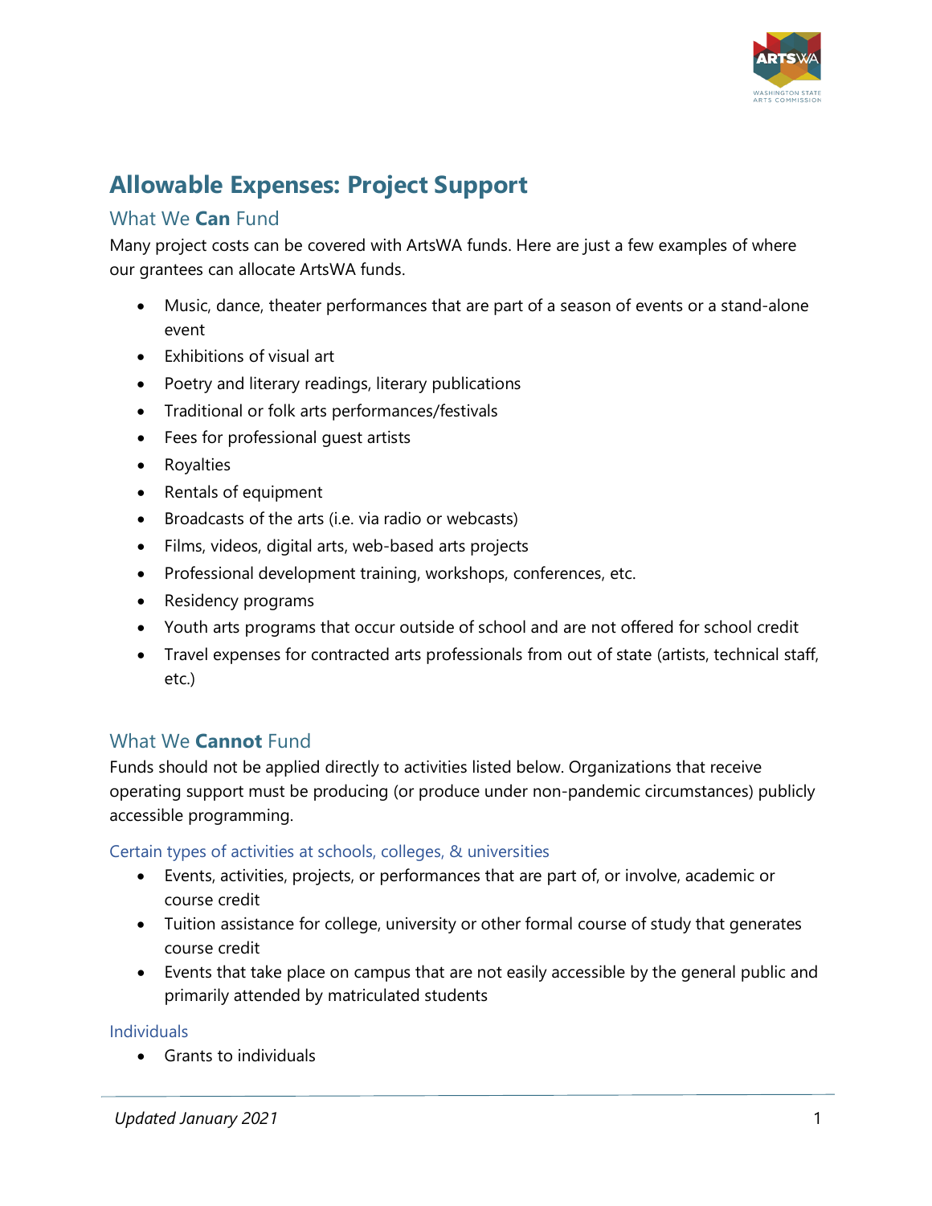# Allowable Expenses: Project Support

## What We **Can** Fund

Many project costs can be covered with ArtsWA funds. Here are just a few examples of where our grantees can allocate ArtsWA funds.

- Music, dance, theater performances that are part of a season of events or a stand-alone event
- Exhibitions of visual art
- Poetry and literary readings, literary publications
- Traditional or folk arts performances/festivals
- Fees for professional guest artists
- Royalties
- Rentals of equipment
- Broadcasts of the arts (i.e. via radio or webcasts)
- Films, videos, digital arts, web-based arts projects
- Professional development training, workshops, conferences, etc.
- Residency programs
- Youth arts programs that occur outside of school and are not offered for school credit
- Travel expenses for contracted arts professionals from out of state (artists, technical staff, etc.)

## What We **Cannot** Fund

Funds should not be applied directly to activities listed below. Organizations that receive operating support must be producing (or produce under non-pandemic circumstances) publicly accessible programming.

### Certain types of activities at schools, colleges, & universities

- Events, activities, projects, or performances that are part of, or involve, academic or course credit
- Tuition assistance for college, university or other formal course of study that generates course credit
- Events that take place on campus that are not easily accessible by the general public and primarily attended by matriculated students

### Individuals

- Grants to individuals

*Updated January 2021*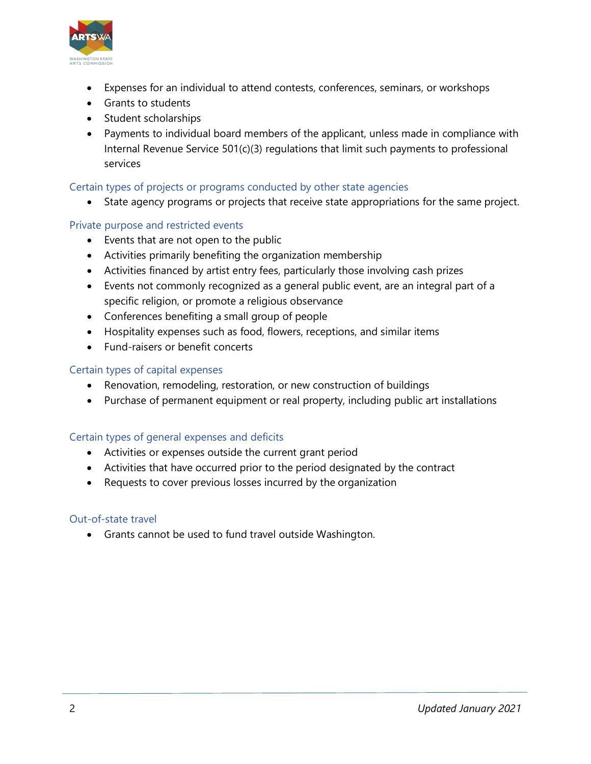- Expenses for an individual to attend contests, conferences, seminars, or workshops
- Grants to students
- Student scholarships
- Payments to individual board members of the applicant, unless made in compliance with Internal Revenue Service 501(c)(3) regulations that limit such payments to professional services

### Certain types of projects or programs conducted by other state agencies

- State agency programs or projects that receive state appropriations for the same project.

### Private purpose and restricted events

- Events that are not open to the public
- Activities primarily benefiting the organization membership
- Activities financed by artist entry fees, particularly those involving cash prizes
- Events not commonly recognized as a general public event, are an integral part of a specific religion, or promote a religious observance
- Conferences benefiting a small group of people
- Hospitality expenses such as food, flowers, receptions, and similar items
- Fund-raisers or benefit concerts

### Certain types of capital expenses

- Renovation, remodeling, restoration, or new construction of buildings
- Purchase of permanent equipment or real property, including public art installations

### Certain types of general expenses and deficits

- Activities or expenses outside the current grant period
- Activities that have occurred prior to the period designated by the contract
- Requests to cover previous losses incurred by the organization

### Out-of-state travel

- Grants cannot be used to fund travel outside Washington.